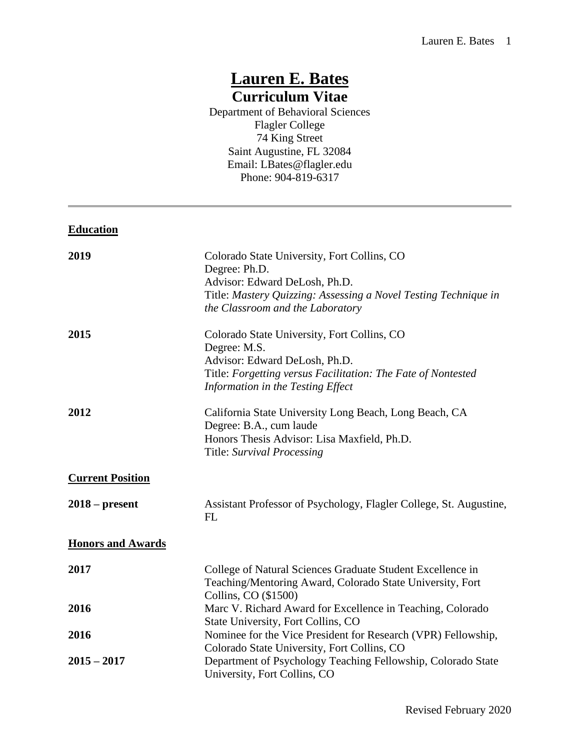# Lauren E. Bates

## Curriculum Vitae

Department of Behavioral Sciences
Flagler College
74 King Street
Saint Augustine, FL 32084
Email: LBates@flagler.edu
Phone: 904-819-6317

---

### Education

**2019** Colorado State University, Fort Collins, CO
Degree: Ph.D.
Advisor: Edward DeLosh, Ph.D.
Title: *Mastery Quizzing: Assessing a Novel Testing Technique in the Classroom and the Laboratory*

**2015** Colorado State University, Fort Collins, CO
Degree: M.S.
Advisor: Edward DeLosh, Ph.D.
Title: *Forgetting versus Facilitation: The Fate of Nontested Information in the Testing Effect*

**2012** California State University Long Beach, Long Beach, CA
Degree: B.A., cum laude
Honors Thesis Advisor: Lisa Maxfield, Ph.D.
Title: *Survival Processing*

### Current Position

**2018 – present** Assistant Professor of Psychology, Flagler College, St. Augustine, FL

### Honors and Awards

**2017** College of Natural Sciences Graduate Student Excellence in Teaching/Mentoring Award, Colorado State University, Fort Collins, CO ($1500)

**2016** Marc V. Richard Award for Excellence in Teaching, Colorado State University, Fort Collins, CO

**2016** Nominee for the Vice President for Research (VPR) Fellowship, Colorado State University, Fort Collins, CO

**2015 – 2017** Department of Psychology Teaching Fellowship, Colorado State University, Fort Collins, CO

Revised February 2020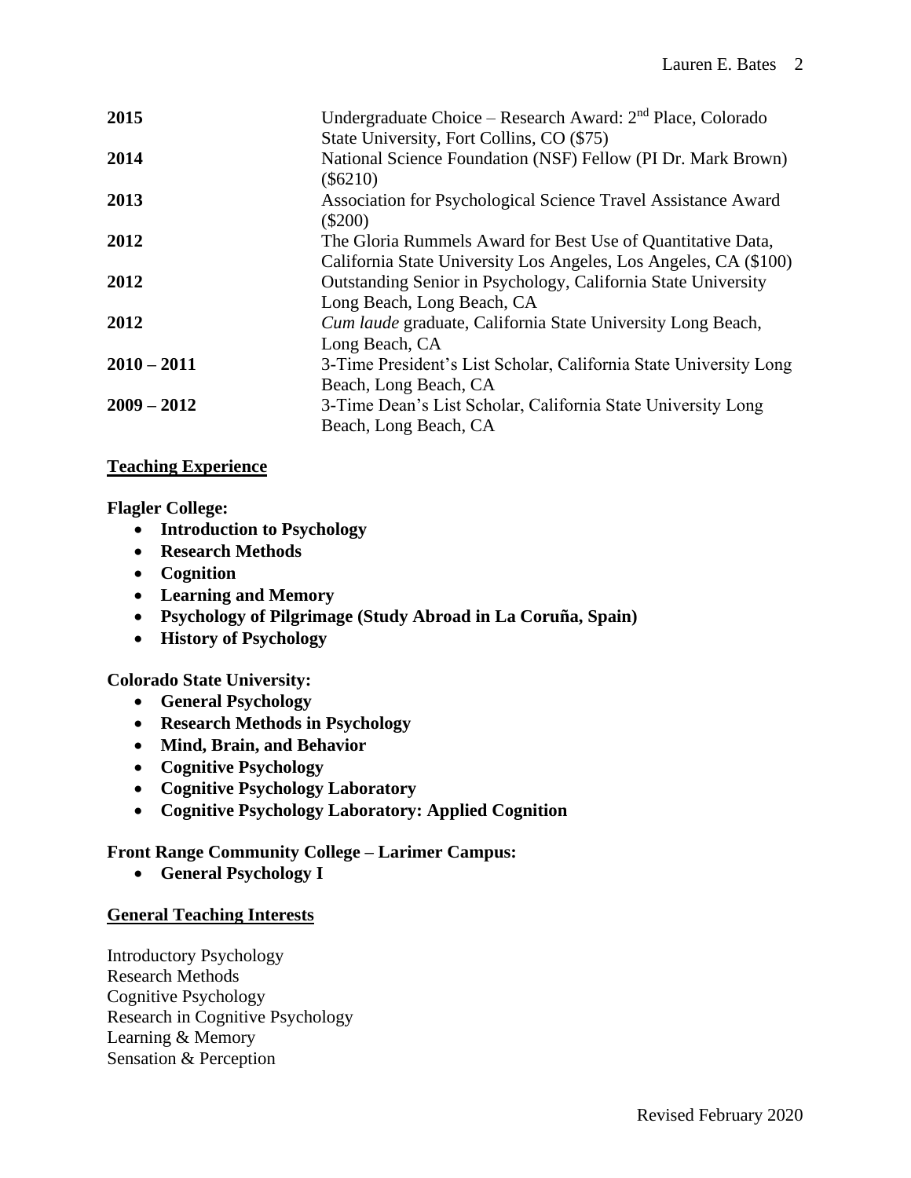| | |
|---|---|
| **2015** | Undergraduate Choice – Research Award: 2nd Place, Colorado State University, Fort Collins, CO ($75) |
| **2014** | National Science Foundation (NSF) Fellow (PI Dr. Mark Brown) ($6210) |
| **2013** | Association for Psychological Science Travel Assistance Award ($200) |
| **2012** | The Gloria Rummels Award for Best Use of Quantitative Data, California State University Los Angeles, Los Angeles, CA ($100) |
| **2012** | Outstanding Senior in Psychology, California State University Long Beach, Long Beach, CA |
| **2012** | *Cum laude* graduate, California State University Long Beach, Long Beach, CA |
| **2010 – 2011** | 3-Time President's List Scholar, California State University Long Beach, Long Beach, CA |
| **2009 – 2012** | 3-Time Dean's List Scholar, California State University Long Beach, Long Beach, CA |

## Teaching Experience

**Flagler College:**

- **Introduction to Psychology**
- **Research Methods**
- **Cognition**
- **Learning and Memory**
- **Psychology of Pilgrimage (Study Abroad in La Coruña, Spain)**
- **History of Psychology**

**Colorado State University:**

- **General Psychology**
- **Research Methods in Psychology**
- **Mind, Brain, and Behavior**
- **Cognitive Psychology**
- **Cognitive Psychology Laboratory**
- **Cognitive Psychology Laboratory: Applied Cognition**

**Front Range Community College – Larimer Campus:**

- **General Psychology I**

## General Teaching Interests

Introductory Psychology
Research Methods
Cognitive Psychology
Research in Cognitive Psychology
Learning & Memory
Sensation & Perception

Revised February 2020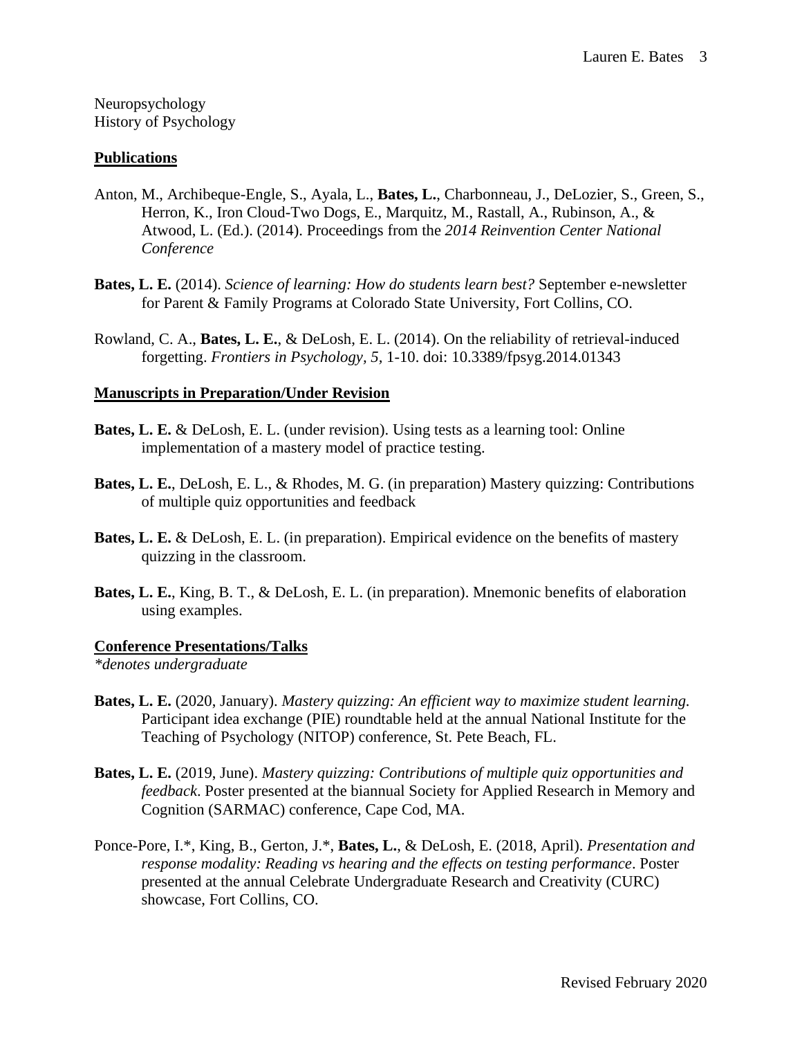Neuropsychology
History of Psychology

**Publications**

Anton, M., Archibeque-Engle, S., Ayala, L., **Bates, L.**, Charbonneau, J., DeLozier, S., Green, S., Herron, K., Iron Cloud-Two Dogs, E., Marquitz, M., Rastall, A., Rubinson, A., & Atwood, L. (Ed.). (2014). Proceedings from the *2014 Reinvention Center National Conference*

**Bates, L. E.** (2014). *Science of learning: How do students learn best?* September e-newsletter for Parent & Family Programs at Colorado State University, Fort Collins, CO.

Rowland, C. A., **Bates, L. E.**, & DeLosh, E. L. (2014). On the reliability of retrieval-induced forgetting. *Frontiers in Psychology, 5*, 1-10. doi: 10.3389/fpsyg.2014.01343

**Manuscripts in Preparation/Under Revision**

**Bates, L. E.** & DeLosh, E. L. (under revision). Using tests as a learning tool: Online implementation of a mastery model of practice testing.

**Bates, L. E.**, DeLosh, E. L., & Rhodes, M. G. (in preparation) Mastery quizzing: Contributions of multiple quiz opportunities and feedback

**Bates, L. E.** & DeLosh, E. L. (in preparation). Empirical evidence on the benefits of mastery quizzing in the classroom.

**Bates, L. E.**, King, B. T., & DeLosh, E. L. (in preparation). Mnemonic benefits of elaboration using examples.

**Conference Presentations/Talks**
*\*denotes undergraduate*

**Bates, L. E.** (2020, January). *Mastery quizzing: An efficient way to maximize student learning.* Participant idea exchange (PIE) roundtable held at the annual National Institute for the Teaching of Psychology (NITOP) conference, St. Pete Beach, FL.

**Bates, L. E.** (2019, June). *Mastery quizzing: Contributions of multiple quiz opportunities and feedback*. Poster presented at the biannual Society for Applied Research in Memory and Cognition (SARMAC) conference, Cape Cod, MA.

Ponce-Pore, I.*, King, B., Gerton, J.*, **Bates, L.**, & DeLosh, E. (2018, April). *Presentation and response modality: Reading vs hearing and the effects on testing performance*. Poster presented at the annual Celebrate Undergraduate Research and Creativity (CURC) showcase, Fort Collins, CO.

Revised February 2020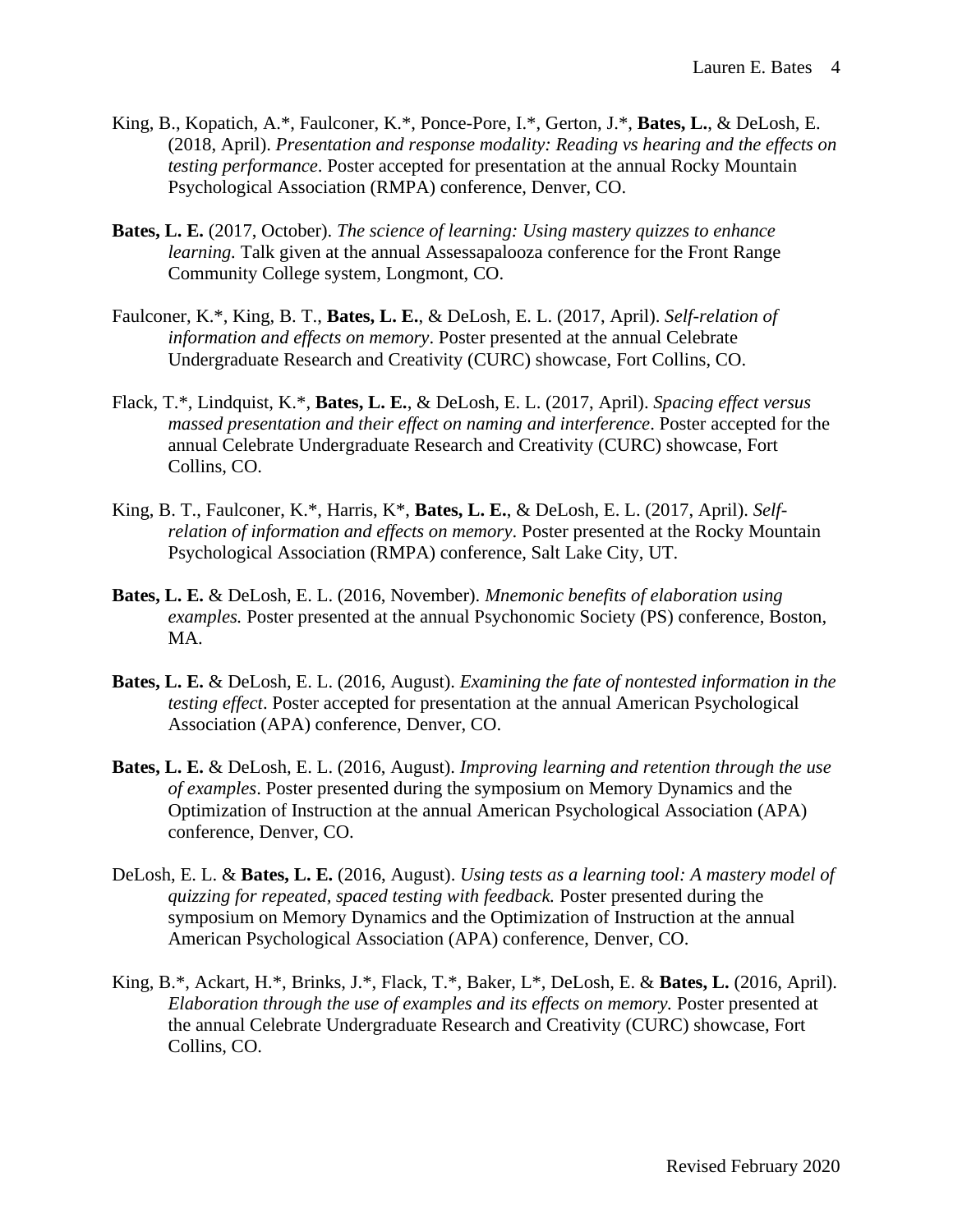King, B., Kopatich, A.*, Faulconer, K.*, Ponce-Pore, I.*, Gerton, J.*, **Bates, L.**, & DeLosh, E. (2018, April). *Presentation and response modality: Reading vs hearing and the effects on testing performance*. Poster accepted for presentation at the annual Rocky Mountain Psychological Association (RMPA) conference, Denver, CO.

**Bates, L. E.** (2017, October). *The science of learning: Using mastery quizzes to enhance learning.* Talk given at the annual Assessapalooza conference for the Front Range Community College system, Longmont, CO.

Faulconer, K.*, King, B. T., **Bates, L. E.**, & DeLosh, E. L. (2017, April). *Self-relation of information and effects on memory*. Poster presented at the annual Celebrate Undergraduate Research and Creativity (CURC) showcase, Fort Collins, CO.

Flack, T.*, Lindquist, K.*, **Bates, L. E.**, & DeLosh, E. L. (2017, April). *Spacing effect versus massed presentation and their effect on naming and interference*. Poster accepted for the annual Celebrate Undergraduate Research and Creativity (CURC) showcase, Fort Collins, CO.

King, B. T., Faulconer, K.*, Harris, K*, **Bates, L. E.**, & DeLosh, E. L. (2017, April). *Self-relation of information and effects on memory*. Poster presented at the Rocky Mountain Psychological Association (RMPA) conference, Salt Lake City, UT.

**Bates, L. E.** & DeLosh, E. L. (2016, November). *Mnemonic benefits of elaboration using examples.* Poster presented at the annual Psychonomic Society (PS) conference, Boston, MA.

**Bates, L. E.** & DeLosh, E. L. (2016, August). *Examining the fate of nontested information in the testing effect*. Poster accepted for presentation at the annual American Psychological Association (APA) conference, Denver, CO.

**Bates, L. E.** & DeLosh, E. L. (2016, August). *Improving learning and retention through the use of examples*. Poster presented during the symposium on Memory Dynamics and the Optimization of Instruction at the annual American Psychological Association (APA) conference, Denver, CO.

DeLosh, E. L. & **Bates, L. E.** (2016, August). *Using tests as a learning tool: A mastery model of quizzing for repeated, spaced testing with feedback.* Poster presented during the symposium on Memory Dynamics and the Optimization of Instruction at the annual American Psychological Association (APA) conference, Denver, CO.

King, B.*, Ackart, H.*, Brinks, J.*, Flack, T.*, Baker, L*, DeLosh, E. & **Bates, L.** (2016, April). *Elaboration through the use of examples and its effects on memory.* Poster presented at the annual Celebrate Undergraduate Research and Creativity (CURC) showcase, Fort Collins, CO.

Revised February 2020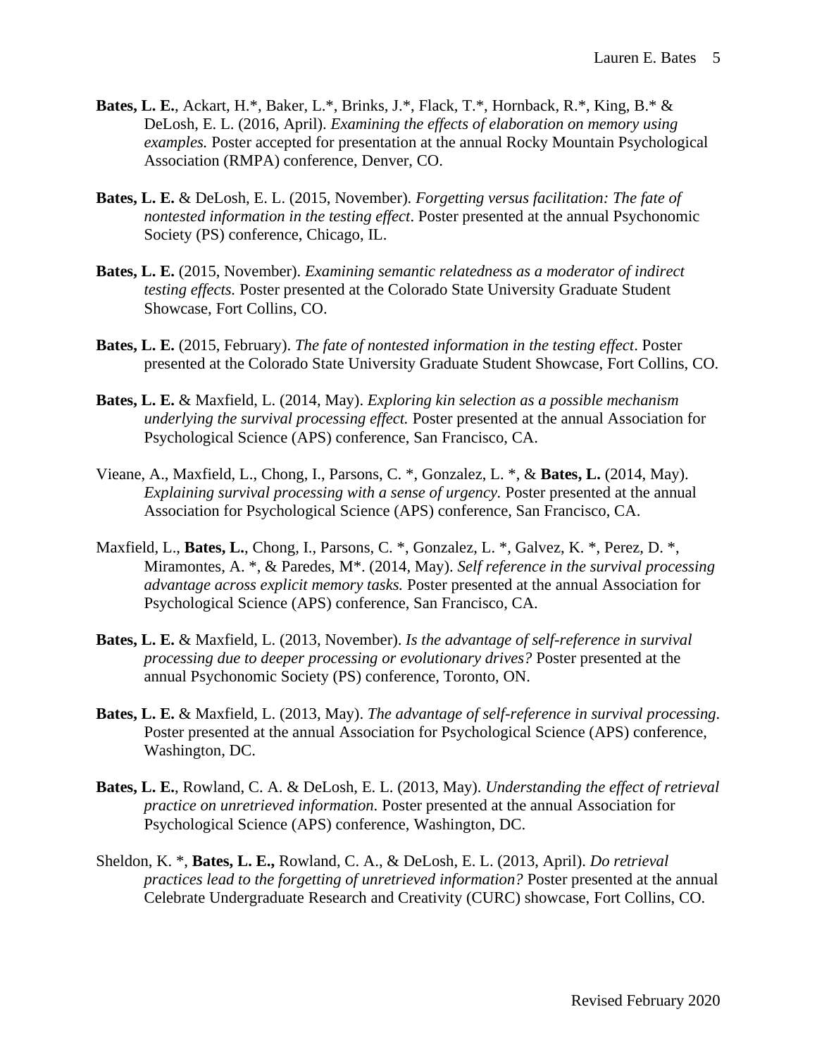**Bates, L. E.**, Ackart, H.*, Baker, L.*, Brinks, J.*, Flack, T.*, Hornback, R.*, King, B.* & DeLosh, E. L. (2016, April). *Examining the effects of elaboration on memory using examples.* Poster accepted for presentation at the annual Rocky Mountain Psychological Association (RMPA) conference, Denver, CO.

**Bates, L. E.** & DeLosh, E. L. (2015, November). *Forgetting versus facilitation: The fate of nontested information in the testing effect*. Poster presented at the annual Psychonomic Society (PS) conference, Chicago, IL.

**Bates, L. E.** (2015, November). *Examining semantic relatedness as a moderator of indirect testing effects.* Poster presented at the Colorado State University Graduate Student Showcase, Fort Collins, CO.

**Bates, L. E.** (2015, February). *The fate of nontested information in the testing effect*. Poster presented at the Colorado State University Graduate Student Showcase, Fort Collins, CO.

**Bates, L. E.** & Maxfield, L. (2014, May). *Exploring kin selection as a possible mechanism underlying the survival processing effect.* Poster presented at the annual Association for Psychological Science (APS) conference, San Francisco, CA.

Vieane, A., Maxfield, L., Chong, I., Parsons, C. *, Gonzalez, L. *, & **Bates, L.** (2014, May). *Explaining survival processing with a sense of urgency.* Poster presented at the annual Association for Psychological Science (APS) conference, San Francisco, CA.

Maxfield, L., **Bates, L.**, Chong, I., Parsons, C. *, Gonzalez, L. *, Galvez, K. *, Perez, D. *, Miramontes, A. *, & Paredes, M*. (2014, May). *Self reference in the survival processing advantage across explicit memory tasks.* Poster presented at the annual Association for Psychological Science (APS) conference, San Francisco, CA.

**Bates, L. E.** & Maxfield, L. (2013, November). *Is the advantage of self-reference in survival processing due to deeper processing or evolutionary drives?* Poster presented at the annual Psychonomic Society (PS) conference, Toronto, ON.

**Bates, L. E.** & Maxfield, L. (2013, May). *The advantage of self-reference in survival processing.* Poster presented at the annual Association for Psychological Science (APS) conference, Washington, DC.

**Bates, L. E.**, Rowland, C. A. & DeLosh, E. L. (2013, May). *Understanding the effect of retrieval practice on unretrieved information.* Poster presented at the annual Association for Psychological Science (APS) conference, Washington, DC.

Sheldon, K. *, **Bates, L. E.,** Rowland, C. A., & DeLosh, E. L. (2013, April). *Do retrieval practices lead to the forgetting of unretrieved information?* Poster presented at the annual Celebrate Undergraduate Research and Creativity (CURC) showcase, Fort Collins, CO.

Revised February 2020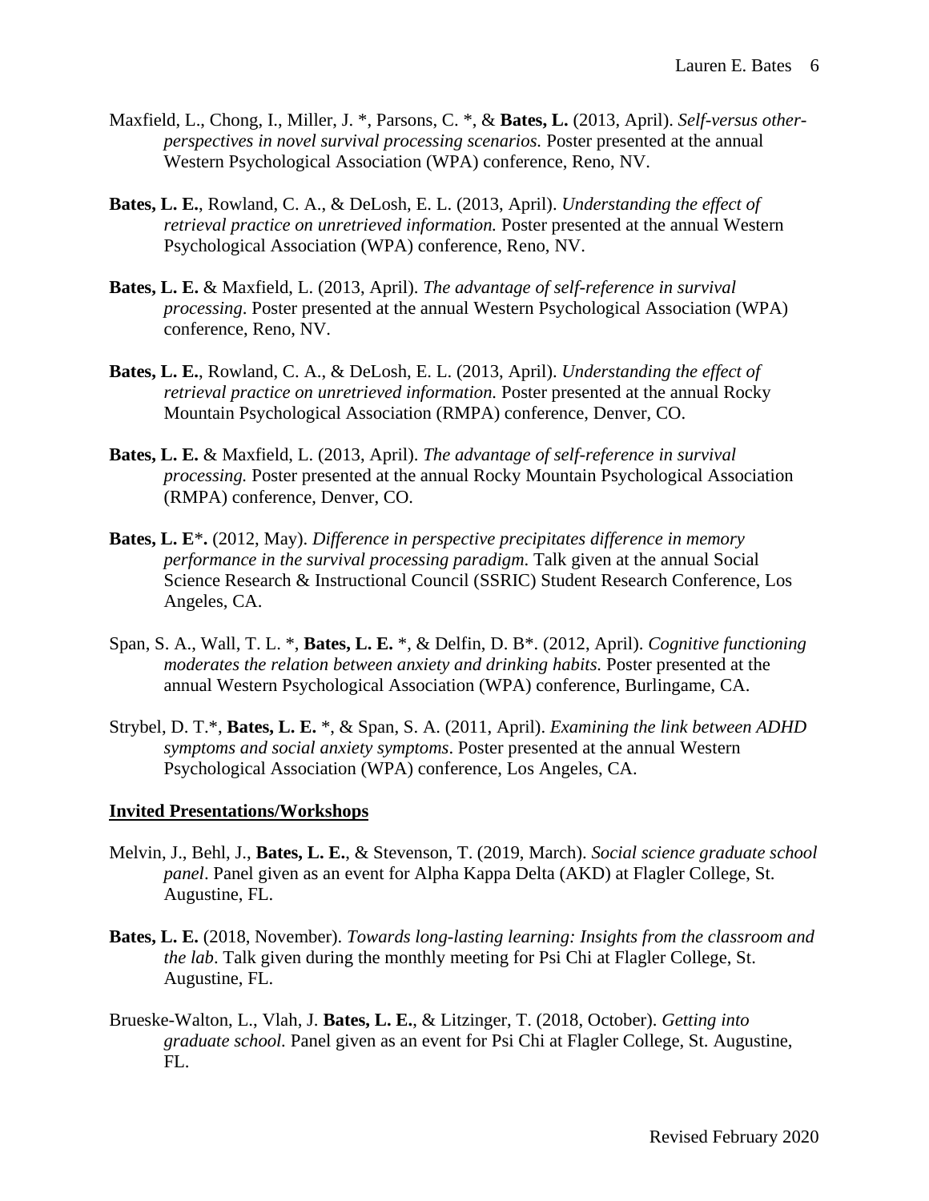Maxfield, L., Chong, I., Miller, J. *, Parsons, C. *, & **Bates, L.** (2013, April). *Self-versus other-perspectives in novel survival processing scenarios.* Poster presented at the annual Western Psychological Association (WPA) conference, Reno, NV.

**Bates, L. E.**, Rowland, C. A., & DeLosh, E. L. (2013, April). *Understanding the effect of retrieval practice on unretrieved information.* Poster presented at the annual Western Psychological Association (WPA) conference, Reno, NV.

**Bates, L. E.** & Maxfield, L. (2013, April). *The advantage of self-reference in survival processing*. Poster presented at the annual Western Psychological Association (WPA) conference, Reno, NV.

**Bates, L. E.**, Rowland, C. A., & DeLosh, E. L. (2013, April). *Understanding the effect of retrieval practice on unretrieved information.* Poster presented at the annual Rocky Mountain Psychological Association (RMPA) conference, Denver, CO.

**Bates, L. E.** & Maxfield, L. (2013, April). *The advantage of self-reference in survival processing.* Poster presented at the annual Rocky Mountain Psychological Association (RMPA) conference, Denver, CO.

**Bates, L. E***. (2012, May). *Difference in perspective precipitates difference in memory performance in the survival processing paradigm*. Talk given at the annual Social Science Research & Instructional Council (SSRIC) Student Research Conference, Los Angeles, CA.

Span, S. A., Wall, T. L. *, **Bates, L. E.** *, & Delfin, D. B*. (2012, April). *Cognitive functioning moderates the relation between anxiety and drinking habits.* Poster presented at the annual Western Psychological Association (WPA) conference, Burlingame, CA.

Strybel, D. T.*, **Bates, L. E.** *, & Span, S. A. (2011, April). *Examining the link between ADHD symptoms and social anxiety symptoms*. Poster presented at the annual Western Psychological Association (WPA) conference, Los Angeles, CA.

## Invited Presentations/Workshops

Melvin, J., Behl, J., **Bates, L. E.**, & Stevenson, T. (2019, March). *Social science graduate school panel*. Panel given as an event for Alpha Kappa Delta (AKD) at Flagler College, St. Augustine, FL.

**Bates, L. E.** (2018, November). *Towards long-lasting learning: Insights from the classroom and the lab*. Talk given during the monthly meeting for Psi Chi at Flagler College, St. Augustine, FL.

Brueske-Walton, L., Vlah, J. **Bates, L. E.**, & Litzinger, T. (2018, October). *Getting into graduate school.* Panel given as an event for Psi Chi at Flagler College, St. Augustine, FL.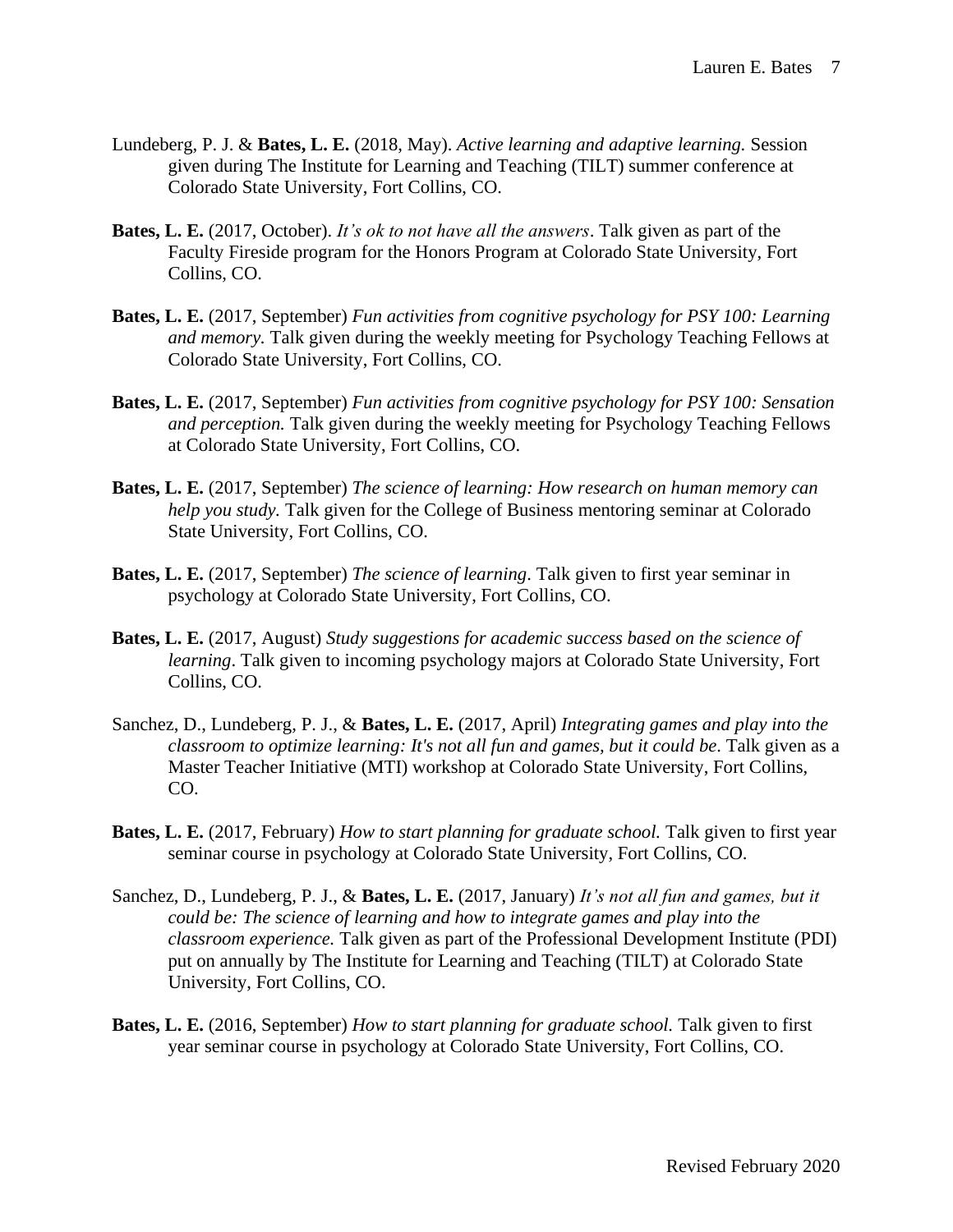Lundeberg, P. J. & **Bates, L. E.** (2018, May). *Active learning and adaptive learning.* Session given during The Institute for Learning and Teaching (TILT) summer conference at Colorado State University, Fort Collins, CO.

**Bates, L. E.** (2017, October). *It's ok to not have all the answers*. Talk given as part of the Faculty Fireside program for the Honors Program at Colorado State University, Fort Collins, CO.

**Bates, L. E.** (2017, September) *Fun activities from cognitive psychology for PSY 100: Learning and memory.* Talk given during the weekly meeting for Psychology Teaching Fellows at Colorado State University, Fort Collins, CO.

**Bates, L. E.** (2017, September) *Fun activities from cognitive psychology for PSY 100: Sensation and perception.* Talk given during the weekly meeting for Psychology Teaching Fellows at Colorado State University, Fort Collins, CO.

**Bates, L. E.** (2017, September) *The science of learning: How research on human memory can help you study.* Talk given for the College of Business mentoring seminar at Colorado State University, Fort Collins, CO.

**Bates, L. E.** (2017, September) *The science of learning*. Talk given to first year seminar in psychology at Colorado State University, Fort Collins, CO.

**Bates, L. E.** (2017, August) *Study suggestions for academic success based on the science of learning*. Talk given to incoming psychology majors at Colorado State University, Fort Collins, CO.

Sanchez, D., Lundeberg, P. J., & **Bates, L. E.** (2017, April) *Integrating games and play into the classroom to optimize learning: It's not all fun and games, but it could be*. Talk given as a Master Teacher Initiative (MTI) workshop at Colorado State University, Fort Collins, CO.

**Bates, L. E.** (2017, February) *How to start planning for graduate school.* Talk given to first year seminar course in psychology at Colorado State University, Fort Collins, CO.

Sanchez, D., Lundeberg, P. J., & **Bates, L. E.** (2017, January) *It's not all fun and games, but it could be: The science of learning and how to integrate games and play into the classroom experience.* Talk given as part of the Professional Development Institute (PDI) put on annually by The Institute for Learning and Teaching (TILT) at Colorado State University, Fort Collins, CO.

**Bates, L. E.** (2016, September) *How to start planning for graduate school.* Talk given to first year seminar course in psychology at Colorado State University, Fort Collins, CO.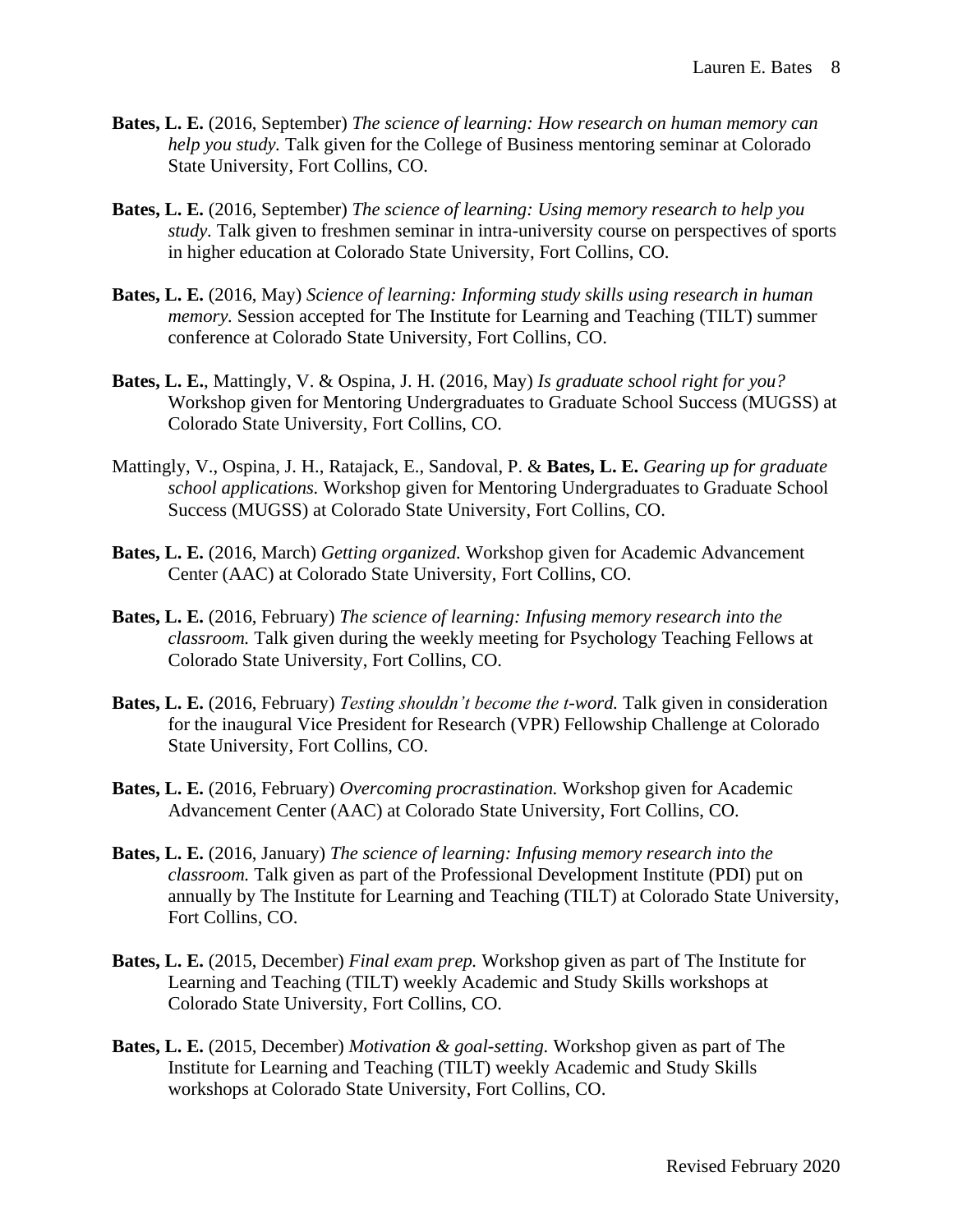**Bates, L. E.** (2016, September) *The science of learning: How research on human memory can help you study.* Talk given for the College of Business mentoring seminar at Colorado State University, Fort Collins, CO.

**Bates, L. E.** (2016, September) *The science of learning: Using memory research to help you study.* Talk given to freshmen seminar in intra-university course on perspectives of sports in higher education at Colorado State University, Fort Collins, CO.

**Bates, L. E.** (2016, May) *Science of learning: Informing study skills using research in human memory.* Session accepted for The Institute for Learning and Teaching (TILT) summer conference at Colorado State University, Fort Collins, CO.

**Bates, L. E.**, Mattingly, V. & Ospina, J. H. (2016, May) *Is graduate school right for you?* Workshop given for Mentoring Undergraduates to Graduate School Success (MUGSS) at Colorado State University, Fort Collins, CO.

Mattingly, V., Ospina, J. H., Ratajack, E., Sandoval, P. & **Bates, L. E.** *Gearing up for graduate school applications.* Workshop given for Mentoring Undergraduates to Graduate School Success (MUGSS) at Colorado State University, Fort Collins, CO.

**Bates, L. E.** (2016, March) *Getting organized.* Workshop given for Academic Advancement Center (AAC) at Colorado State University, Fort Collins, CO.

**Bates, L. E.** (2016, February) *The science of learning: Infusing memory research into the classroom.* Talk given during the weekly meeting for Psychology Teaching Fellows at Colorado State University, Fort Collins, CO.

**Bates, L. E.** (2016, February) *Testing shouldn't become the t-word.* Talk given in consideration for the inaugural Vice President for Research (VPR) Fellowship Challenge at Colorado State University, Fort Collins, CO.

**Bates, L. E.** (2016, February) *Overcoming procrastination.* Workshop given for Academic Advancement Center (AAC) at Colorado State University, Fort Collins, CO.

**Bates, L. E.** (2016, January) *The science of learning: Infusing memory research into the classroom.* Talk given as part of the Professional Development Institute (PDI) put on annually by The Institute for Learning and Teaching (TILT) at Colorado State University, Fort Collins, CO.

**Bates, L. E.** (2015, December) *Final exam prep.* Workshop given as part of The Institute for Learning and Teaching (TILT) weekly Academic and Study Skills workshops at Colorado State University, Fort Collins, CO.

**Bates, L. E.** (2015, December) *Motivation & goal-setting.* Workshop given as part of The Institute for Learning and Teaching (TILT) weekly Academic and Study Skills workshops at Colorado State University, Fort Collins, CO.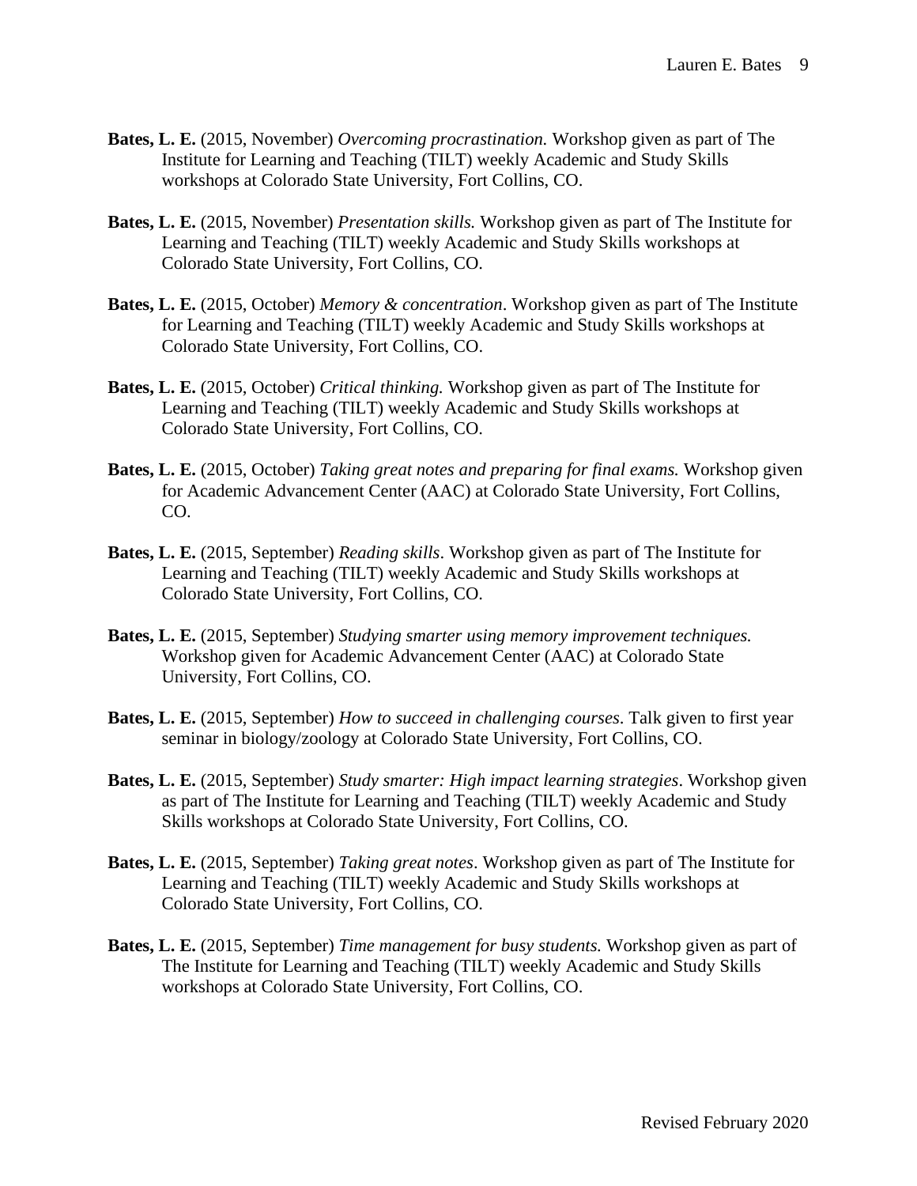**Bates, L. E.** (2015, November) *Overcoming procrastination.* Workshop given as part of The Institute for Learning and Teaching (TILT) weekly Academic and Study Skills workshops at Colorado State University, Fort Collins, CO.

**Bates, L. E.** (2015, November) *Presentation skills.* Workshop given as part of The Institute for Learning and Teaching (TILT) weekly Academic and Study Skills workshops at Colorado State University, Fort Collins, CO.

**Bates, L. E.** (2015, October) *Memory & concentration*. Workshop given as part of The Institute for Learning and Teaching (TILT) weekly Academic and Study Skills workshops at Colorado State University, Fort Collins, CO.

**Bates, L. E.** (2015, October) *Critical thinking.* Workshop given as part of The Institute for Learning and Teaching (TILT) weekly Academic and Study Skills workshops at Colorado State University, Fort Collins, CO.

**Bates, L. E.** (2015, October) *Taking great notes and preparing for final exams.* Workshop given for Academic Advancement Center (AAC) at Colorado State University, Fort Collins, CO.

**Bates, L. E.** (2015, September) *Reading skills*. Workshop given as part of The Institute for Learning and Teaching (TILT) weekly Academic and Study Skills workshops at Colorado State University, Fort Collins, CO.

**Bates, L. E.** (2015, September) *Studying smarter using memory improvement techniques.* Workshop given for Academic Advancement Center (AAC) at Colorado State University, Fort Collins, CO.

**Bates, L. E.** (2015, September) *How to succeed in challenging courses*. Talk given to first year seminar in biology/zoology at Colorado State University, Fort Collins, CO.

**Bates, L. E.** (2015, September) *Study smarter: High impact learning strategies*. Workshop given as part of The Institute for Learning and Teaching (TILT) weekly Academic and Study Skills workshops at Colorado State University, Fort Collins, CO.

**Bates, L. E.** (2015, September) *Taking great notes*. Workshop given as part of The Institute for Learning and Teaching (TILT) weekly Academic and Study Skills workshops at Colorado State University, Fort Collins, CO.

**Bates, L. E.** (2015, September) *Time management for busy students.* Workshop given as part of The Institute for Learning and Teaching (TILT) weekly Academic and Study Skills workshops at Colorado State University, Fort Collins, CO.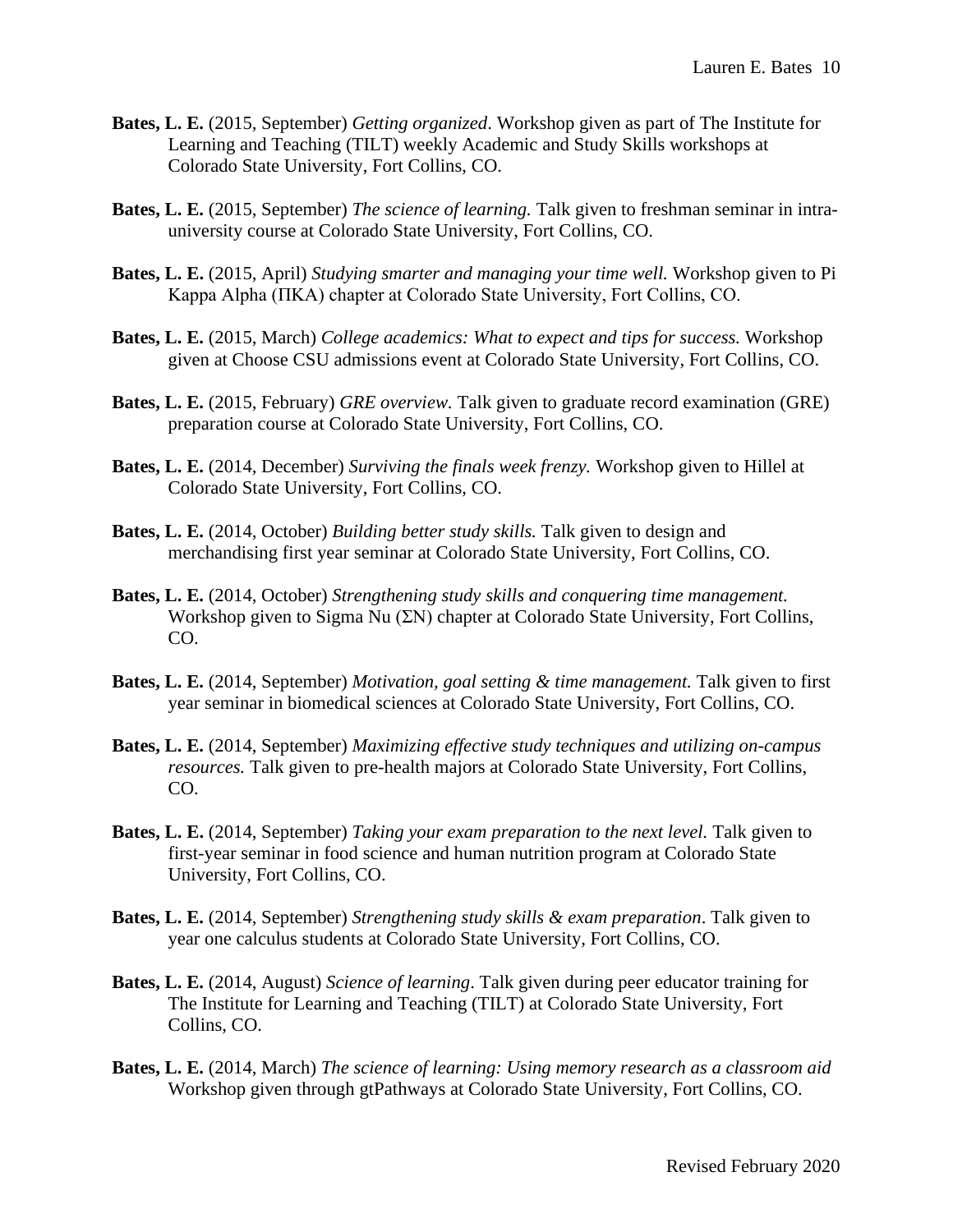**Bates, L. E.** (2015, September) *Getting organized*. Workshop given as part of The Institute for Learning and Teaching (TILT) weekly Academic and Study Skills workshops at Colorado State University, Fort Collins, CO.

**Bates, L. E.** (2015, September) *The science of learning.* Talk given to freshman seminar in intra-university course at Colorado State University, Fort Collins, CO.

**Bates, L. E.** (2015, April) *Studying smarter and managing your time well.* Workshop given to Pi Kappa Alpha (ΠΚΑ) chapter at Colorado State University, Fort Collins, CO.

**Bates, L. E.** (2015, March) *College academics: What to expect and tips for success.* Workshop given at Choose CSU admissions event at Colorado State University, Fort Collins, CO.

**Bates, L. E.** (2015, February) *GRE overview.* Talk given to graduate record examination (GRE) preparation course at Colorado State University, Fort Collins, CO.

**Bates, L. E.** (2014, December) *Surviving the finals week frenzy.* Workshop given to Hillel at Colorado State University, Fort Collins, CO.

**Bates, L. E.** (2014, October) *Building better study skills.* Talk given to design and merchandising first year seminar at Colorado State University, Fort Collins, CO.

**Bates, L. E.** (2014, October) *Strengthening study skills and conquering time management.* Workshop given to Sigma Nu (ΣΝ) chapter at Colorado State University, Fort Collins, CO.

**Bates, L. E.** (2014, September) *Motivation, goal setting & time management.* Talk given to first year seminar in biomedical sciences at Colorado State University, Fort Collins, CO.

**Bates, L. E.** (2014, September) *Maximizing effective study techniques and utilizing on-campus resources.* Talk given to pre-health majors at Colorado State University, Fort Collins, CO.

**Bates, L. E.** (2014, September) *Taking your exam preparation to the next level.* Talk given to first-year seminar in food science and human nutrition program at Colorado State University, Fort Collins, CO.

**Bates, L. E.** (2014, September) *Strengthening study skills & exam preparation*. Talk given to year one calculus students at Colorado State University, Fort Collins, CO.

**Bates, L. E.** (2014, August) *Science of learning*. Talk given during peer educator training for The Institute for Learning and Teaching (TILT) at Colorado State University, Fort Collins, CO.

**Bates, L. E.** (2014, March) *The science of learning: Using memory research as a classroom aid* Workshop given through gtPathways at Colorado State University, Fort Collins, CO.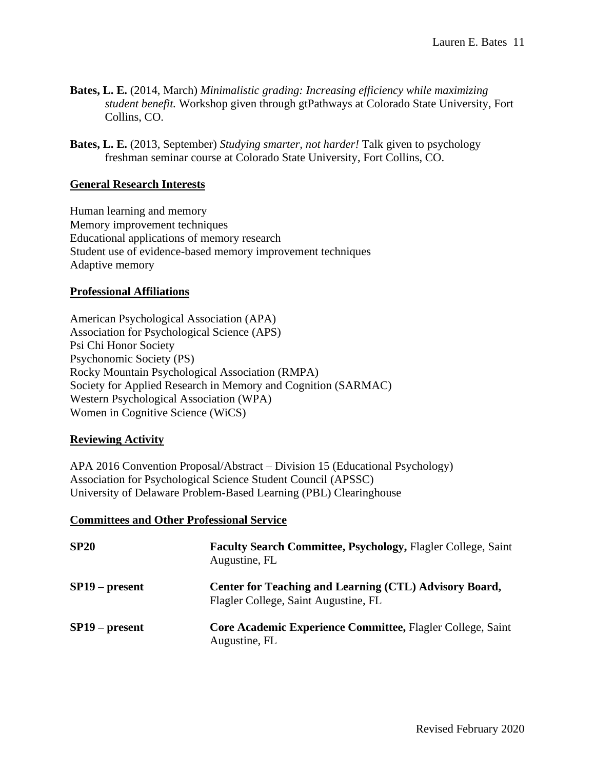**Bates, L. E.** (2014, March) *Minimalistic grading: Increasing efficiency while maximizing student benefit.* Workshop given through gtPathways at Colorado State University, Fort Collins, CO.

**Bates, L. E.** (2013, September) *Studying smarter, not harder!* Talk given to psychology freshman seminar course at Colorado State University, Fort Collins, CO.

## General Research Interests

Human learning and memory
Memory improvement techniques
Educational applications of memory research
Student use of evidence-based memory improvement techniques
Adaptive memory

## Professional Affiliations

American Psychological Association (APA)
Association for Psychological Science (APS)
Psi Chi Honor Society
Psychonomic Society (PS)
Rocky Mountain Psychological Association (RMPA)
Society for Applied Research in Memory and Cognition (SARMAC)
Western Psychological Association (WPA)
Women in Cognitive Science (WiCS)

## Reviewing Activity

APA 2016 Convention Proposal/Abstract – Division 15 (Educational Psychology)
Association for Psychological Science Student Council (APSSC)
University of Delaware Problem-Based Learning (PBL) Clearinghouse

## Committees and Other Professional Service

**SP20** — **Faculty Search Committee, Psychology,** Flagler College, Saint Augustine, FL

**SP19 – present** — **Center for Teaching and Learning (CTL) Advisory Board,** Flagler College, Saint Augustine, FL

**SP19 – present** — **Core Academic Experience Committee,** Flagler College, Saint Augustine, FL

Revised February 2020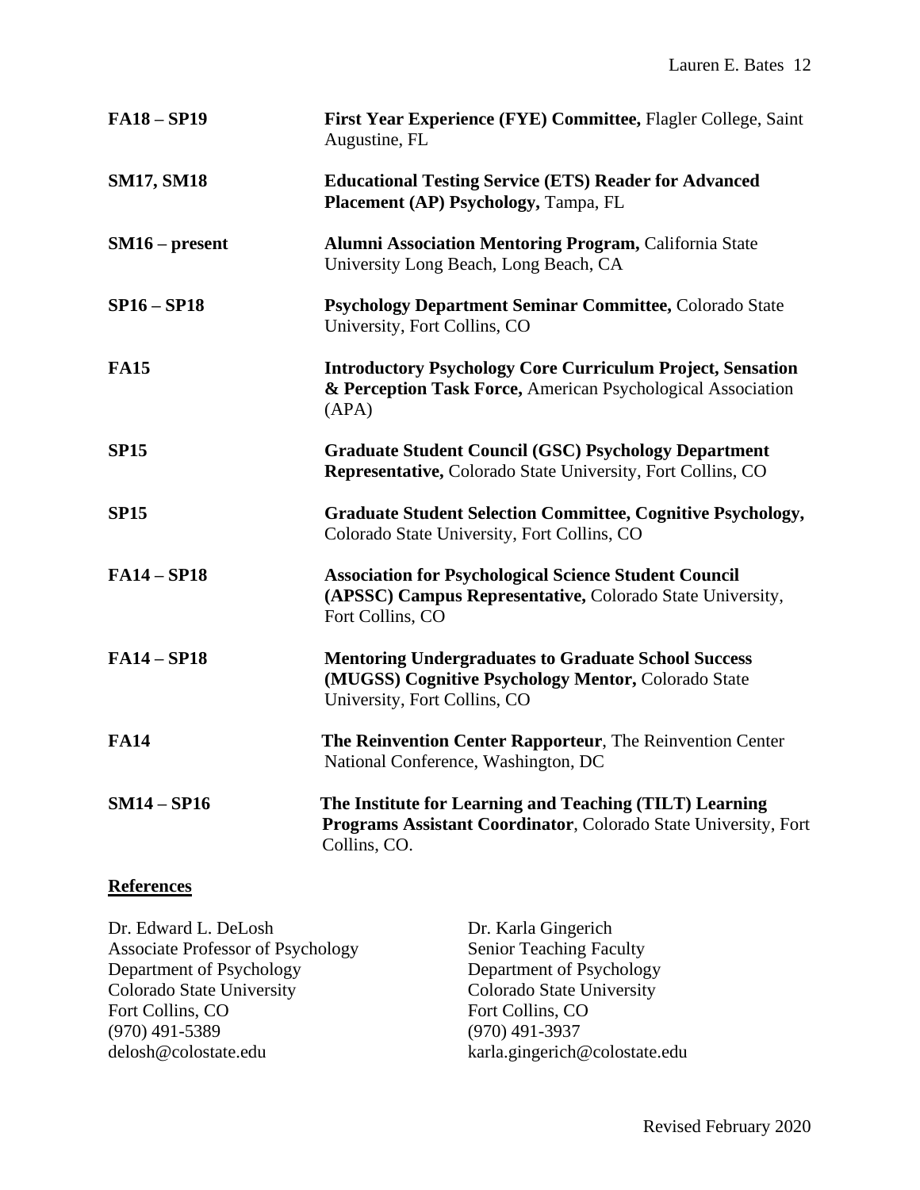**FA18 – SP19** **First Year Experience (FYE) Committee,** Flagler College, Saint Augustine, FL

**SM17, SM18** **Educational Testing Service (ETS) Reader for Advanced Placement (AP) Psychology,** Tampa, FL

**SM16 – present** **Alumni Association Mentoring Program,** California State University Long Beach, Long Beach, CA

**SP16 – SP18** **Psychology Department Seminar Committee,** Colorado State University, Fort Collins, CO

**FA15** **Introductory Psychology Core Curriculum Project, Sensation & Perception Task Force,** American Psychological Association (APA)

**SP15** **Graduate Student Council (GSC) Psychology Department Representative,** Colorado State University, Fort Collins, CO

**SP15** **Graduate Student Selection Committee, Cognitive Psychology,** Colorado State University, Fort Collins, CO

**FA14 – SP18** **Association for Psychological Science Student Council (APSSC) Campus Representative,** Colorado State University, Fort Collins, CO

**FA14 – SP18** **Mentoring Undergraduates to Graduate School Success (MUGSS) Cognitive Psychology Mentor,** Colorado State University, Fort Collins, CO

**FA14** **The Reinvention Center Rapporteur**, The Reinvention Center National Conference, Washington, DC

**SM14 – SP16** **The Institute for Learning and Teaching (TILT) Learning Programs Assistant Coordinator**, Colorado State University, Fort Collins, CO.

## References

Dr. Edward L. DeLosh
Associate Professor of Psychology
Department of Psychology
Colorado State University
Fort Collins, CO
(970) 491-5389
delosh@colostate.edu

Dr. Karla Gingerich
Senior Teaching Faculty
Department of Psychology
Colorado State University
Fort Collins, CO
(970) 491-3937
karla.gingerich@colostate.edu

Revised February 2020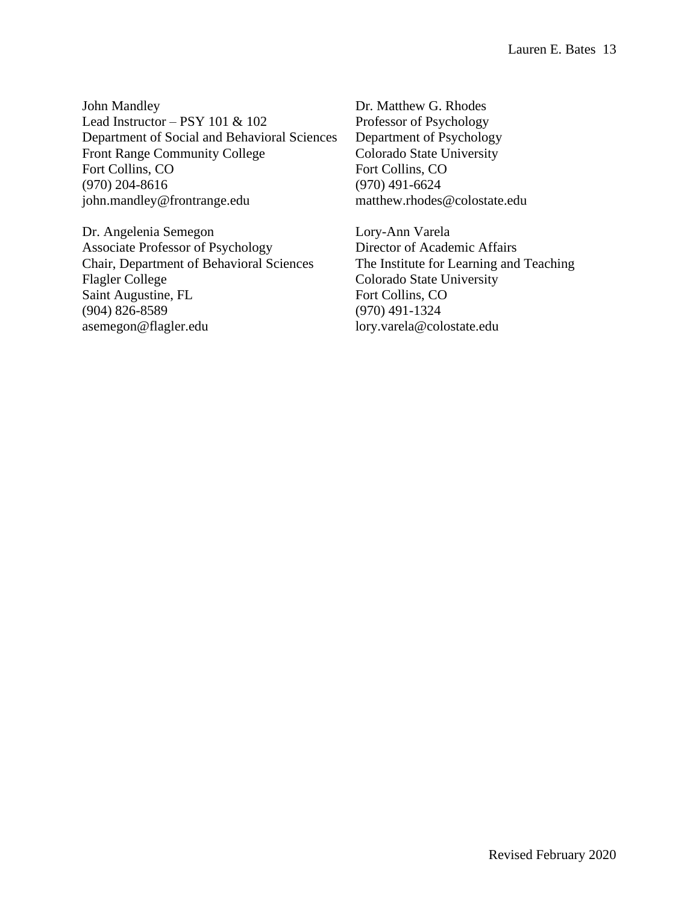John Mandley
Lead Instructor – PSY 101 & 102
Department of Social and Behavioral Sciences
Front Range Community College
Fort Collins, CO
(970) 204-8616
john.mandley@frontrange.edu

Dr. Matthew G. Rhodes
Professor of Psychology
Department of Psychology
Colorado State University
Fort Collins, CO
(970) 491-6624
matthew.rhodes@colostate.edu

Dr. Angelenia Semegon
Associate Professor of Psychology
Chair, Department of Behavioral Sciences
Flagler College
Saint Augustine, FL
(904) 826-8589
asemegon@flagler.edu

Lory-Ann Varela
Director of Academic Affairs
The Institute for Learning and Teaching
Colorado State University
Fort Collins, CO
(970) 491-1324
lory.varela@colostate.edu

Revised February 2020